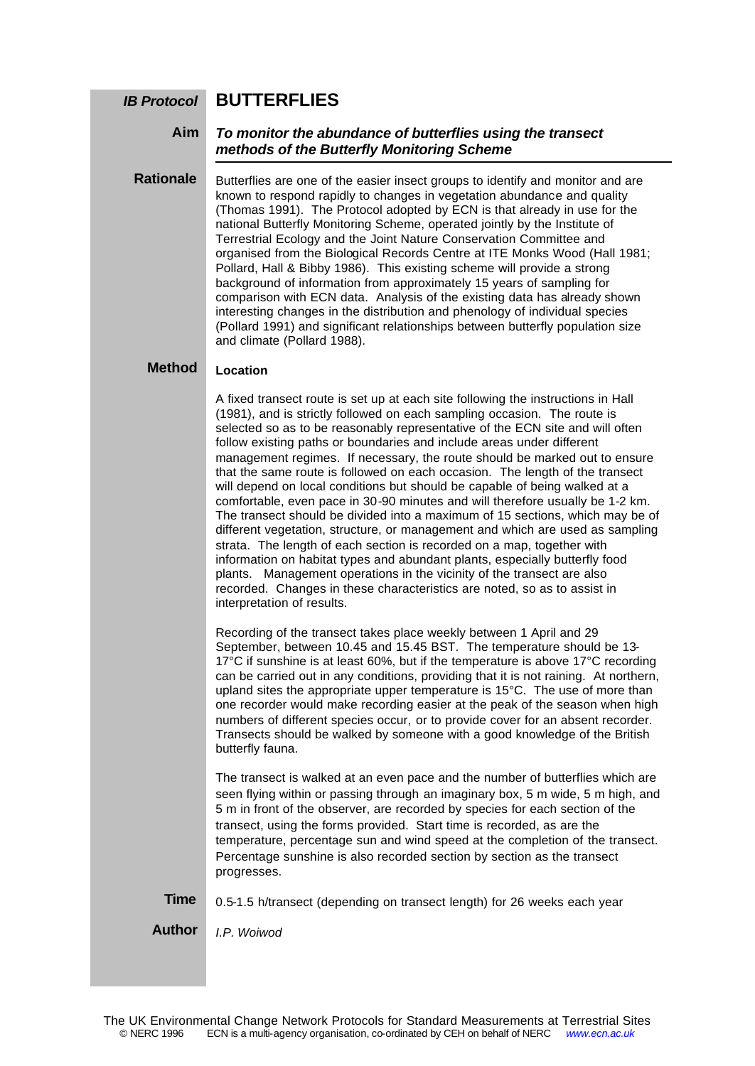# IB Protocol — BUTTERFLIES

**Aim**

***To monitor the abundance of butterflies using the transect methods of the Butterfly Monitoring Scheme***

**Rationale**

Butterflies are one of the easier insect groups to identify and monitor and are known to respond rapidly to changes in vegetation abundance and quality (Thomas 1991). The Protocol adopted by ECN is that already in use for the national Butterfly Monitoring Scheme, operated jointly by the Institute of Terrestrial Ecology and the Joint Nature Conservation Committee and organised from the Biological Records Centre at ITE Monks Wood (Hall 1981; Pollard, Hall & Bibby 1986). This existing scheme will provide a strong background of information from approximately 15 years of sampling for comparison with ECN data. Analysis of the existing data has already shown interesting changes in the distribution and phenology of individual species (Pollard 1991) and significant relationships between butterfly population size and climate (Pollard 1988).

**Method**

**Location**

A fixed transect route is set up at each site following the instructions in Hall (1981), and is strictly followed on each sampling occasion. The route is selected so as to be reasonably representative of the ECN site and will often follow existing paths or boundaries and include areas under different management regimes. If necessary, the route should be marked out to ensure that the same route is followed on each occasion. The length of the transect will depend on local conditions but should be capable of being walked at a comfortable, even pace in 30-90 minutes and will therefore usually be 1-2 km. The transect should be divided into a maximum of 15 sections, which may be of different vegetation, structure, or management and which are used as sampling strata. The length of each section is recorded on a map, together with information on habitat types and abundant plants, especially butterfly food plants. Management operations in the vicinity of the transect are also recorded. Changes in these characteristics are noted, so as to assist in interpretation of results.

Recording of the transect takes place weekly between 1 April and 29 September, between 10.45 and 15.45 BST. The temperature should be 13-17°C if sunshine is at least 60%, but if the temperature is above 17°C recording can be carried out in any conditions, providing that it is not raining. At northern, upland sites the appropriate upper temperature is 15°C. The use of more than one recorder would make recording easier at the peak of the season when high numbers of different species occur, or to provide cover for an absent recorder. Transects should be walked by someone with a good knowledge of the British butterfly fauna.

The transect is walked at an even pace and the number of butterflies which are seen flying within or passing through an imaginary box, 5 m wide, 5 m high, and 5 m in front of the observer, are recorded by species for each section of the transect, using the forms provided. Start time is recorded, as are the temperature, percentage sun and wind speed at the completion of the transect. Percentage sunshine is also recorded section by section as the transect progresses.

**Time**

0.5-1.5 h/transect (depending on transect length) for 26 weeks each year

**Author**

*I.P. Woiwod*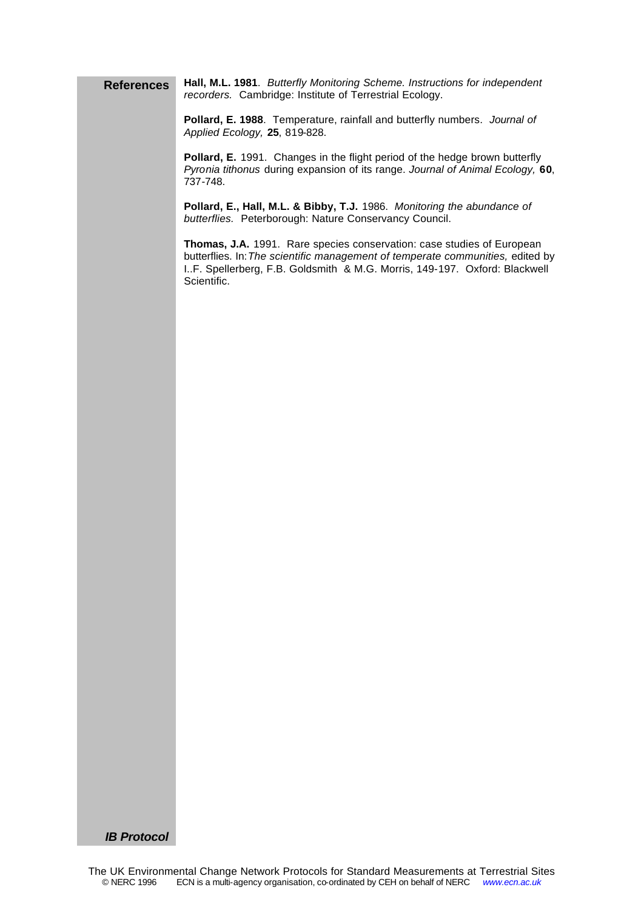## References

**Hall, M.L. 1981**. *Butterfly Monitoring Scheme. Instructions for independent recorders.* Cambridge: Institute of Terrestrial Ecology.

**Pollard, E. 1988**. Temperature, rainfall and butterfly numbers. *Journal of Applied Ecology,* **25**, 819-828.

**Pollard, E.** 1991. Changes in the flight period of the hedge brown butterfly *Pyronia tithonus* during expansion of its range. *Journal of Animal Ecology,* **60**, 737-748.

**Pollard, E., Hall, M.L. & Bibby, T.J.** 1986. *Monitoring the abundance of butterflies.* Peterborough: Nature Conservancy Council.

**Thomas, J.A.** 1991. Rare species conservation: case studies of European butterflies. In: *The scientific management of temperate communities,* edited by I..F. Spellerberg, F.B. Goldsmith & M.G. Morris, 149-197. Oxford: Blackwell Scientific.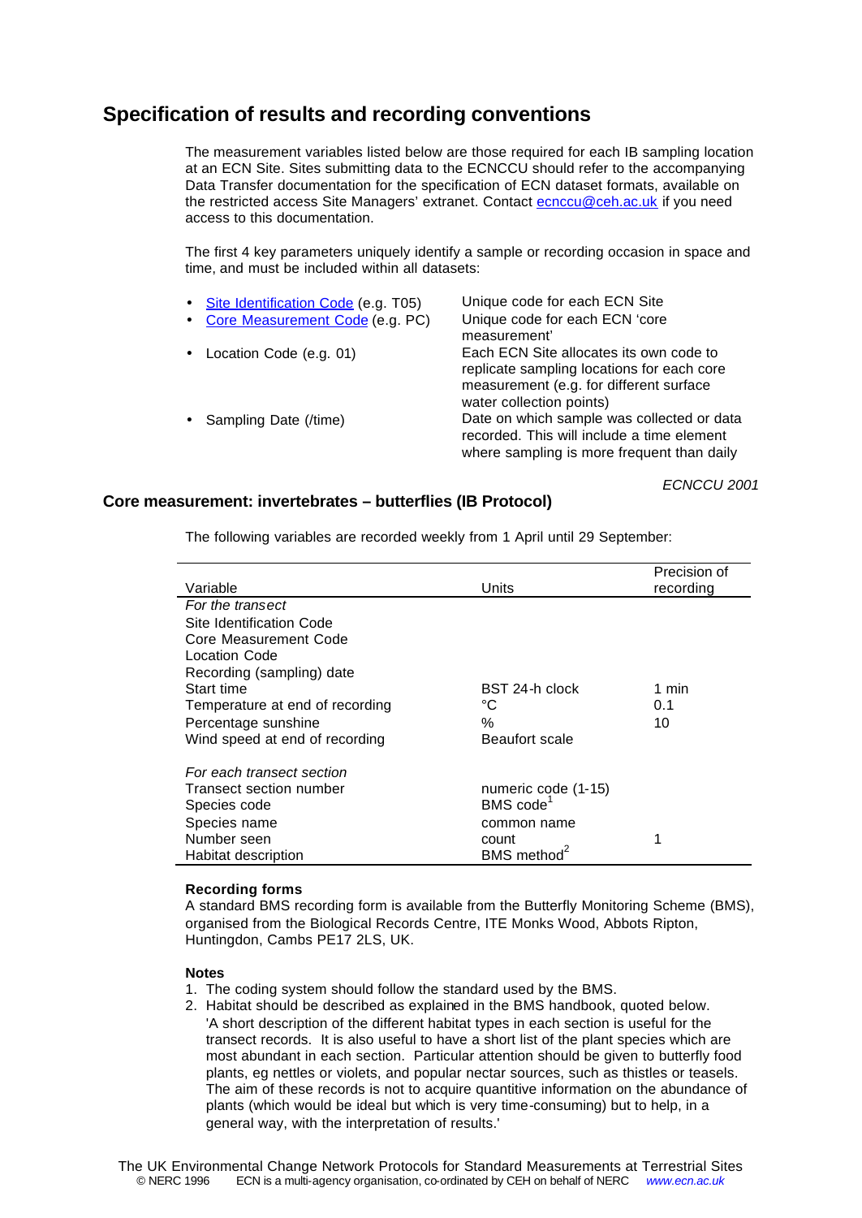## Specification of results and recording conventions

The measurement variables listed below are those required for each IB sampling location at an ECN Site. Sites submitting data to the ECNCCU should refer to the accompanying Data Transfer documentation for the specification of ECN dataset formats, available on the restricted access Site Managers' extranet. Contact ecnccu@ceh.ac.uk if you need access to this documentation.

The first 4 key parameters uniquely identify a sample or recording occasion in space and time, and must be included within all datasets:

| | |
|---|---|
| • Site Identification Code (e.g. T05) | Unique code for each ECN Site |
| • Core Measurement Code (e.g. PC) | Unique code for each ECN 'core measurement' |
| • Location Code (e.g. 01) | Each ECN Site allocates its own code to replicate sampling locations for each core measurement (e.g. for different surface water collection points) |
| • Sampling Date (/time) | Date on which sample was collected or data recorded. This will include a time element where sampling is more frequent than daily |

*ECNCCU 2001*

### Core measurement: invertebrates – butterflies (IB Protocol)

The following variables are recorded weekly from 1 April until 29 September:

| Variable | Units | Precision of recording |
|---|---|---|
| *For the transect* | | |
| Site Identification Code | | |
| Core Measurement Code | | |
| Location Code | | |
| Recording (sampling) date | | |
| Start time | BST 24-h clock | 1 min |
| Temperature at end of recording | °C | 0.1 |
| Percentage sunshine | % | 10 |
| Wind speed at end of recording | Beaufort scale | |
| *For each transect section* | | |
| Transect section number | numeric code (1-15) | |
| Species code | BMS code[1] | |
| Species name | common name | |
| Number seen | count | 1 |
| Habitat description | BMS method[2] | |

**Recording forms**

A standard BMS recording form is available from the Butterfly Monitoring Scheme (BMS), organised from the Biological Records Centre, ITE Monks Wood, Abbots Ripton, Huntingdon, Cambs PE17 2LS, UK.

**Notes**

1. The coding system should follow the standard used by the BMS.
2. Habitat should be described as explained in the BMS handbook, quoted below. 'A short description of the different habitat types in each section is useful for the transect records. It is also useful to have a short list of the plant species which are most abundant in each section. Particular attention should be given to butterfly food plants, eg nettles or violets, and popular nectar sources, such as thistles or teasels. The aim of these records is not to acquire quantitive information on the abundance of plants (which would be ideal but which is very time-consuming) but to help, in a general way, with the interpretation of results.'